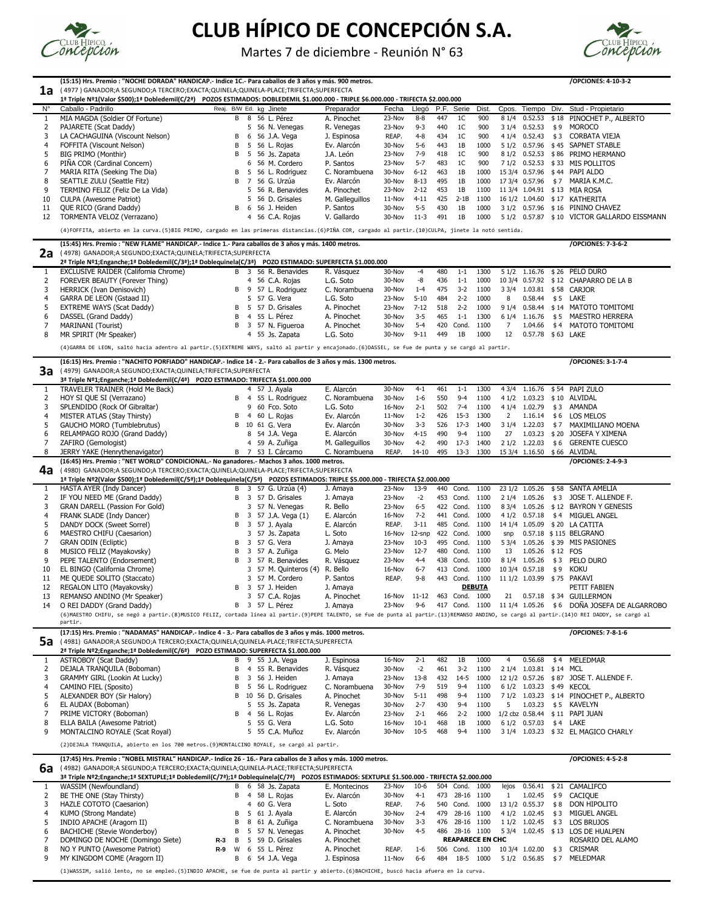# CLUB HÍPICO DE CONCEPCIÓN S.A.

Martes 7 de diciembre - Reunión N° 63

## 1a

**(15:15) Hrs. Premio : "NOCHE DORADA" HANDICAP.- Indice 1C.- Para caballos de 3 años y más. 900 metros.** /OPCIONES: 4-10-3-2

( 4977 ) GANADOR;A SEGUNDO;A TERCERO;EXACTA;QUINELA;QUINELA-PLACE;TRIFECTA;SUPERFECTA

1ª Triple Nº1(Valor $500);1ª Dobledemil(C/2ª) POZOS ESTIMADOS: DOBLEDEMIL $1.000.000 - TRIPLE $6.000.000 - TRIFECTA $2.000.000

| N° | Caballo - Padrillo | Reaj. | B/W | Ed. | kg | Jinete | Preparador | Fecha | Llegó | P.F. | Serie | Dist. | Cpos. | Tiempo | Div. | Stud - Propietario |
|---|---|---|---|---|---|---|---|---|---|---|---|---|---|---|---|---|
| 1 | MIA MAGDA (Soldier Of Fortune) | | B | 8 | 56 | L. Pérez | A. Pinochet | 23-Nov | 8-8 | 447 | 1C | 900 | 8 1/4 | 0.52.53 | $ 18 | PINOCHET P., ALBERTO |
| 2 | PAJARETE (Scat Daddy) | | | 5 | 56 | N. Venegas | R. Venegas | 23-Nov | 9-3 | 440 | 1C | 900 | 3 1/4 | 0.52.53 | $ 9 | MOROCO |
| 3 | LA CACHAGUINA (Viscount Nelson) | | B | 6 | 56 | J.A. Vega | J. Espinosa | REAP. | 4-8 | 434 | 1C | 900 | 4 1/4 | 0.52.43 | $ 3 | CORBATA VIEJA |
| 4 | FOFFITA (Viscount Nelson) | | B | 5 | 56 | L. Rojas | Ev. Alarcón | 30-Nov | 5-6 | 443 | 1B | 1000 | 5 1/2 | 0.57.96 | $ 45 | SAPNET STABLE |
| 5 | BIG PRIMO (Monthir) | | B | 5 | 56 | Js. Zapata | J.A. León | 23-Nov | 7-9 | 418 | 1C | 900 | 8 1/2 | 0.52.53 | $ 86 | PRIMO HERMANO |
| 6 | PIÑA COR (Cardinal Concern) | | | 6 | 56 | M. Cordero | P. Santos | 23-Nov | 5-7 | 483 | 1C | 900 | 7 1/2 | 0.52.53 | $ 33 | MIS POLLITOS |
| 7 | MARIA RITA (Seeking The Dia) | | B | 5 | 56 | L. Rodriguez | C. Norambuena | 30-Nov | 6-12 | 463 | 1B | 1000 | 15 3/4 | 0.57.96 | $ 44 | PAPI ALDO |
| 8 | SEATTLE ZULU (Seattle Fitz) | | B | 7 | 56 | G. Urzúa | Ev. Alarcón | 30-Nov | 8-13 | 495 | 1B | 1000 | 17 3/4 | 0.57.96 | $ 7 | MARIA K.M.C. |
| 9 | TERMINO FELIZ (Feliz De La Vida) | | | 5 | 56 | R. Benavides | A. Pinochet | 23-Nov | 2-12 | 453 | 1B | 1100 | 11 3/4 | 1.04.91 | $ 13 | MIA ROSA |
| 10 | CULPA (Awesome Patriot) | | | 5 | 56 | D. Grisales | M. Galleguillos | 11-Nov | 4-11 | 425 | 2-1B | 1100 | 16 1/2 | 1.04.60 | $ 17 | KATHERITA |
| 11 | QUE RICO (Grand Daddy) | | B | 6 | 56 | J. Heiden | P. Santos | 30-Nov | 5-5 | 430 | 1B | 1000 | 3 1/2 | 0.57.96 | $ 16 | PININO CHAVEZ |
| 12 | TORMENTA VELOZ (Verrazano) | | | 4 | 56 | C.A. Rojas | V. Gallardo | 30-Nov | 11-3 | 491 | 1B | 1000 | 5 1/2 | 0.57.87 | $ 10 | VICTOR GALLARDO EISSMANN |

(4)FOFFITA, abierto en la curva.(5)BIG PRIMO, cargado en las primeras distancias.(6)PIÑA COR, cargado al partir.(10)CULPA, jinete la notó sentida.

## 2a

**(15:45) Hrs. Premio : "NEW FLAME" HANDICAP.- Indice 1.- Para caballos de 3 años y más. 1400 metros.** /OPCIONES: 7-3-6-2

( 4978) GANADOR;A SEGUNDO;EXACTA;QUINELA;TRIFECTA;SUPERFECTA

2ª Triple Nº1;Enganche;1ª Dobledemil(C/3ª);1ª Doblequinela(C/3ª) POZO ESTIMADO: SUPERFECTA $1.000.000

| N° | Caballo - Padrillo | Reaj. | B/W | Ed. | kg | Jinete | Preparador | Fecha | Llegó | P.F. | Serie | Dist. | Cpos. | Tiempo | Div. | Stud - Propietario |
|---|---|---|---|---|---|---|---|---|---|---|---|---|---|---|---|---|
| 1 | EXCLUSIVE RAIDER (California Chrome) | | B | 3 | 56 | R. Benavides | R. Vásquez | 30-Nov | -4 | 480 | 1-1 | 1300 | 5 1/2 | 1.16.76 | $ 26 | PELO DURO |
| 2 | FOREVER BEAUTY (Forever Thing) | | | 4 | 56 | C.A. Rojas | L.G. Soto | 30-Nov | -8 | 436 | 1-1 | 1000 | 10 3/4 | 0.57.92 | $ 12 | CHAPARRO DE LA B |
| 3 | HERRICK (Ivan Denisovich) | | B | 9 | 57 | L. Rodriguez | C. Norambuena | 30-Nov | 1-4 | 475 | 3-2 | 1100 | 3 3/4 | 1.03.81 | $ 58 | CARJOR |
| 4 | GARRA DE LEON (Gstaad II) | | | 5 | 57 | G. Vera | L.G. Soto | 23-Nov | 5-10 | 484 | 2-2 | 1000 | 8 | 0.58.44 | $ 5 | LAKE |
| 5 | EXTREME WAYS (Scat Daddy) | | B | 5 | 57 | D. Grisales | A. Pinochet | 23-Nov | 7-12 | 518 | 2-2 | 1000 | 9 1/4 | 0.58.44 | $ 14 | MATOTO TOMITOMI |
| 6 | DASSEL (Grand Daddy) | | B | 4 | 55 | L. Pérez | A. Pinochet | 30-Nov | 3-5 | 465 | 1-1 | 1300 | 6 1/4 | 1.16.76 | $ 5 | MAESTRO HERRERA |
| 7 | MARINANI (Tourist) | | B | 3 | 57 | N. Figueroa | A. Pinochet | 30-Nov | 5-4 | 420 | Cond. | 1100 | 7 | 1.04.66 | $ 4 | MATOTO TOMITOMI |
| 8 | MR SPIRIT (Mr Speaker) | | | 4 | 55 | Js. Zapata | L.G. Soto | 30-Nov | 9-11 | 449 | 1B | 1000 | 12 | 0.57.78 | $ 63 | LAKE |

(4)GARRA DE LEON, saltó hacia adentro al partir.(5)EXTREME WAYS, saltó al partir y encajonado.(6)DASSEL, se fue de punta y se cargó al partir.

## 3a

**(16:15) Hrs. Premio : "NACHITO PORFIADO" HANDICAP.- Indice 14 - 2.- Para caballos de 3 años y más. 1300 metros.** /OPCIONES: 3-1-7-4

( 4979) GANADOR;A SEGUNDO;EXACTA;QUINELA;TRIFECTA;SUPERFECTA

3ª Triple Nº1;Enganche;1ª Dobledemil(C/4ª) POZO ESTIMADO: TRIFECTA $1.000.000

| N° | Caballo - Padrillo | Reaj. | B/W | Ed. | kg | Jinete | Preparador | Fecha | Llegó | P.F. | Serie | Dist. | Cpos. | Tiempo | Div. | Stud - Propietario |
|---|---|---|---|---|---|---|---|---|---|---|---|---|---|---|---|---|
| 1 | TRAVELER TRAINER (Hold Me Back) | | | 4 | 57 | J. Ayala | E. Alarcón | 30-Nov | 4-1 | 461 | 1-1 | 1300 | 4 3/4 | 1.16.76 | $ 54 | PAPI ZULO |
| 2 | HOY SI QUE SI (Verrazano) | | B | 4 | 55 | L. Rodriguez | C. Norambuena | 30-Nov | 1-6 | 550 | 9-4 | 1100 | 4 1/2 | 1.03.23 | $ 10 | ALVIDAL |
| 3 | SPLENDIDO (Rock Of Gibraltar) | | | 9 | 60 | Fco. Soto | L.G. Soto | 16-Nov | 2-1 | 502 | 7-4 | 1100 | 4 1/4 | 1.02.79 | $ 3 | AMANDA |
| 4 | MISTER ATLAS (Stay Thirsty) | | B | 4 | 60 | L. Rojas | Ev. Alarcón | 11-Nov | 1-2 | 426 | 15-3 | 1300 | 2 | 1.16.14 | $ 6 | LOS MELOS |
| 5 | GAUCHO MORO (Tumblebrutus) | | B | 10 | 61 | G. Vera | E. Alarcón | 30-Nov | 3-3 | 526 | 17-3 | 1400 | 3 1/4 | 1.22.03 | $ 7 | MAXIMILIANO MOENA |
| 6 | RELAMPAGO ROJO (Grand Daddy) | | | 8 | 54 | J.A. Vega | E. Alarcón | 30-Nov | 4-15 | 490 | 9-4 | 1100 | 27 | 1.03.23 | $ 20 | JOSEFA Y XIMENA |
| 7 | ZAFIRO (Gemologist) | | | 4 | 59 | A. Zuñiga | M. Galleguillos | 30-Nov | 4-2 | 490 | 17-3 | 1400 | 2 1/2 | 1.22.03 | $ 6 | GERENTE CUESCO |
| 8 | JERRY YAKE (Henrythenavigator) | | B | 7 | 53 | I. Cárcamo | C. Norambuena | REAP. | 14-10 | 495 | 13-3 | 1300 | 15 3/4 | 1.16.50 | $ 66 | ALVIDAL |

## 4a

**(16:45) Hrs. Premio : "NET WORLD" CONDICIONAL.- No ganadores.- Machos 3 años. 1000 metros.** /OPCIONES: 2-4-9-3

( 4980) GANADOR;A SEGUNDO;A TERCERO;EXACTA;QUINELA;QUINELA-PLACE;TRIFECTA;SUPERFECTA

1ª Triple Nº2(Valor $500);1ª Dobledemil(C/5ª);1ª Doblequinela(C/5ª) POZOS ESTIMADOS: TRIPLE $5.000.000 - TRIFECTA $2.000.000

| N° | Caballo - Padrillo | Reaj. | B/W | Ed. | kg | Jinete | Preparador | Fecha | Llegó | P.F. | Serie | Dist. | Cpos. | Tiempo | Div. | Stud - Propietario |
|---|---|---|---|---|---|---|---|---|---|---|---|---|---|---|---|---|
| 1 | HASTA AYER (Indy Dancer) | | B | 3 | 57 | G. Urzúa (4) | J. Amaya | 23-Nov | 13-9 | 440 | Cond. | 1100 | 23 1/2 | 1.05.26 | $ 58 | SANTA AMELIA |
| 2 | IF YOU NEED ME (Grand Daddy) | | B | 3 | 57 | D. Grisales | J. Amaya | 23-Nov | -2 | 453 | Cond. | 1100 | 2 1/4 | 1.05.26 | $ 3 | JOSE T. ALLENDE F. |
| 3 | GRAN DARELL (Passion For Gold) | | | 3 | 57 | N. Venegas | R. Bello | 23-Nov | 6-5 | 422 | Cond. | 1100 | 8 3/4 | 1.05.26 | $ 12 | BAYRON Y GENESIS |
| 4 | FRANK SLADE (Indy Dancer) | | B | 3 | 57 | J.A. Vega (1) | E. Alarcón | 16-Nov | 7-2 | 441 | Cond. | 1000 | 4 1/2 | 0.57.18 | $ 4 | MIGUEL ANGEL |
| 5 | DANDY DOCK (Sweet Sorrel) | | B | 3 | 57 | J. Ayala | E. Alarcón | REAP. | 3-11 | 485 | Cond. | 1100 | 14 1/4 | 1.05.09 | $ 20 | LA CATITA |
| 6 | MAESTRO CHIFU (Caesarion) | | | 3 | 57 | Js. Zapata | L. Soto | 16-Nov | 12-snp | 422 | Cond. | 1000 | snp | 0.57.18 | $ 115 | BELGRANO |
| 7 | GRAN ODIN (Ecliptic) | | B | 3 | 57 | G. Vera | J. Amaya | 23-Nov | 10-3 | 495 | Cond. | 1100 | 5 3/4 | 1.05.26 | $ 39 | MIS PASIONES |
| 8 | MUSICO FELIZ (Mayakovsky) | | B | 3 | 57 | A. Zuñiga | G. Melo | 23-Nov | 12-7 | 480 | Cond. | 1100 | 13 | 1.05.26 | $ 12 | FOS |
| 9 | PEPE TALENTO (Endorsement) | | B | 3 | 57 | R. Benavides | R. Vásquez | 23-Nov | 4-4 | 438 | Cond. | 1100 | 8 1/4 | 1.05.26 | $ 3 | PELO DURO |
| 10 | EL BINGO (California Chrome) | | | 3 | 57 | M. Quinteros (4) | R. Bello | 16-Nov | 6-7 | 413 | Cond. | 1000 | 10 3/4 | 0.57.18 | $ 9 | KOKU |
| 11 | ME QUEDE SOLITO (Staccato) | | | 3 | 57 | M. Cordero | P. Santos | REAP. | 9-8 | 443 | Cond. | 1100 | 11 1/2 | 1.03.99 | $ 75 | PAKAVI |
| 12 | REGALON LITO (Mayakovsky) | | B | 3 | 57 | J. Heiden | J. Amaya | | | | **DEBUTA** | | | | | PETIT FABIEN |
| 13 | REMANSO ANDINO (Mr Speaker) | | | 3 | 57 | C.A. Rojas | A. Pinochet | 16-Nov | 11-12 | 463 | Cond. | 1000 | 21 | 0.57.18 | $ 34 | GUILLERMON |
| 14 | O REI DADDY (Grand Daddy) | | B | 3 | 57 | L. Pérez | J. Amaya | 23-Nov | 9-6 | 417 | Cond. | 1100 | 11 1/4 | 1.05.26 | $ 6 | DOÑA JOSEFA DE ALGARROBO |

(6)MAESTRO CHIFU, se negó a partir.(8)MUSICO FELIZ, cortada línea al partir.(9)PEPE TALENTO, se fue de punta al partir.(13)REMANSO ANDINO, se cargó al partir.(14)O REI DADDY, se cargó al partir.

## 5a

**(17:15) Hrs. Premio : "NADAMAS" HANDICAP.- Indice 4 - 3.- Para caballos de 3 años y más. 1000 metros.** /OPCIONES: 7-8-1-6

( 4981) GANADOR;A SEGUNDO;A TERCERO;EXACTA;QUINELA;QUINELA-PLACE;TRIFECTA;SUPERFECTA

2ª Triple Nº2;Enganche;1ª Dobledemil(C/6ª) POZO ESTIMADO: SUPERFECTA $1.000.000

| N° | Caballo - Padrillo | Reaj. | B/W | Ed. | kg | Jinete | Preparador | Fecha | Llegó | P.F. | Serie | Dist. | Cpos. | Tiempo | Div. | Stud - Propietario |
|---|---|---|---|---|---|---|---|---|---|---|---|---|---|---|---|---|
| 1 | ASTROBOY (Scat Daddy) | | B | 9 | 55 | J.A. Vega | J. Espinosa | 16-Nov | 2-1 | 482 | 1B | 1000 | 4 | 0.56.68 | $ 4 | MELEDMAR |
| 2 | DEJALA TRANQUILA (Boboman) | | B | 4 | 55 | R. Benavides | R. Vásquez | 30-Nov | -2 | 461 | 3-2 | 1100 | 2 1/4 | 1.03.81 | $ 14 | MCL |
| 3 | GRAMMY GIRL (Lookin At Lucky) | | B | 3 | 56 | J. Heiden | J. Amaya | 23-Nov | 13-8 | 432 | 14-5 | 1000 | 12 1/2 | 0.57.26 | $ 87 | JOSE T. ALLENDE F. |
| 4 | CAMINO FIEL (Sposito) | | B | 5 | 56 | L. Rodriguez | C. Norambuena | 30-Nov | 7-9 | 519 | 9-4 | 1100 | 6 1/2 | 1.03.23 | $ 49 | KECOL |
| 5 | ALEXANDER BOY (Sir Halory) | | B | 10 | 56 | D. Grisales | A. Pinochet | 30-Nov | 5-11 | 498 | 9-4 | 1100 | 7 1/2 | 1.03.23 | $ 14 | PINOCHET P., ALBERTO |
| 6 | EL AUDAX (Boboman) | | | 5 | 55 | Js. Zapata | R. Venegas | 30-Nov | 2-7 | 430 | 9-4 | 1100 | 5 | 1.03.23 | $ 5 | KAVELYN |
| 7 | PRIME VICTORY (Boboman) | | B | 4 | 56 | L. Rojas | Ev. Alarcón | 23-Nov | 2-1 | 466 | 2-2 | 1000 | 1/2 cbz | 0.58.44 | $ 11 | PAPI JUAN |
| 8 | ELLA BAILA (Awesome Patriot) | | | 5 | 55 | G. Vera | L.G. Soto | 16-Nov | 10-1 | 468 | 1B | 1000 | 6 1/2 | 0.57.03 | $ 4 | LAKE |
| 9 | MONTALCINO ROYALE (Scat Royal) | | | 5 | 55 | C.A. Muñoz | Ev. Alarcón | 30-Nov | 10-5 | 468 | 9-4 | 1100 | 3 1/4 | 1.03.23 | $ 32 | EL MAGICO CHARLY |

(2)DEJALA TRANQUILA, abierto en los 700 metros.(9)MONTALCINO ROYALE, se cargó al partir.

## 6a

**(17:45) Hrs. Premio : "NOBEL MISTRAL" HANDICAP.- Indice 26 - 16.- Para caballos de 3 años y más. 1000 metros.** /OPCIONES: 4-5-2-8

( 4982) GANADOR;A SEGUNDO;A TERCERO;EXACTA;QUINELA;QUINELA-PLACE;TRIFECTA;SUPERFECTA

3ª Triple Nº2;Enganche;1ª SEXTUPLE;1ª Dobledemil(C/7ª);1ª Doblequinela(C/7ª) POZOS ESTIMADOS: SEXTUPLE $1.500.000 - TRIFECTA $2.000.000

| N° | Caballo - Padrillo | Reaj. | B/W | Ed. | kg | Jinete | Preparador | Fecha | Llegó | P.F. | Serie | Dist. | Cpos. | Tiempo | Div. | Stud - Propietario |
|---|---|---|---|---|---|---|---|---|---|---|---|---|---|---|---|---|
| 1 | WASSIM (Newfoundland) | | B | 6 | 58 | Js. Zapata | E. Montecinos | 23-Nov | 10-6 | 504 | Cond. | 1000 | lejos | 0.56.41 | $ 21 | CAMALIFCO |
| 2 | BE THE ONE (Stay Thirsty) | | B | 4 | 58 | L. Rojas | Ev. Alarcón | 30-Nov | 4-1 | 473 | 28-16 | 1100 | 1 | 1.02.45 | $ 9 | CACIQUE |
| 3 | HAZLE COTOTO (Caesarion) | | | 4 | 60 | G. Vera | L. Soto | REAP. | 7-6 | 540 | Cond. | 1000 | 13 1/2 | 0.55.37 | $ 8 | DON HIPOLITO |
| 4 | KUMO (Strong Mandate) | | B | 5 | 61 | J. Ayala | E. Alarcón | 30-Nov | 2-4 | 479 | 28-16 | 1100 | 4 1/2 | 1.02.45 | $ 3 | MIGUEL ANGEL |
| 5 | INDIO APACHE (Aragorn II) | | B | 8 | 61 | A. Zuñiga | C. Norambuena | 30-Nov | 3-3 | 476 | 28-16 | 1100 | 1 1/2 | 1.02.45 | $ 3 | LOS BRUJOS |
| 6 | BACHICHE (Stevie Wonderboy) | | B | 5 | 57 | N. Venegas | A. Pinochet | 30-Nov | 4-5 | 486 | 28-16 | 1100 | 5 3/4 | 1.02.45 | $ 13 | LOS DE HUALPEN |
| 7 | DOMINGO DE NOCHE (Domingo Siete) | R-3 | B | 5 | 59 | D. Grisales | A. Pinochet | | | | **REAPARECE EN CHC** | | | | | ROSARIO DEL ALAMO |
| 8 | NO Y PUNTO (Awesome Patriot) | R-9 | W | 6 | 55 | L. Pérez | A. Pinochet | REAP. | 1-6 | 506 | Cond. | 1100 | 10 3/4 | 1.02.00 | $ 3 | CRISMAR |
| 9 | MY KINGDOM COME (Aragorn II) | | B | 6 | 54 | J.A. Vega | J. Espinosa | 11-Nov | 6-6 | 484 | 18-5 | 1000 | 5 1/2 | 0.56.85 | $ 7 | MELEDMAR |

(1)WASSIM, salió lento, no se empleó.(5)INDIO APACHE, se fue de punta al partir y abierto.(6)BACHICHE, buscó hacia afuera en la curva.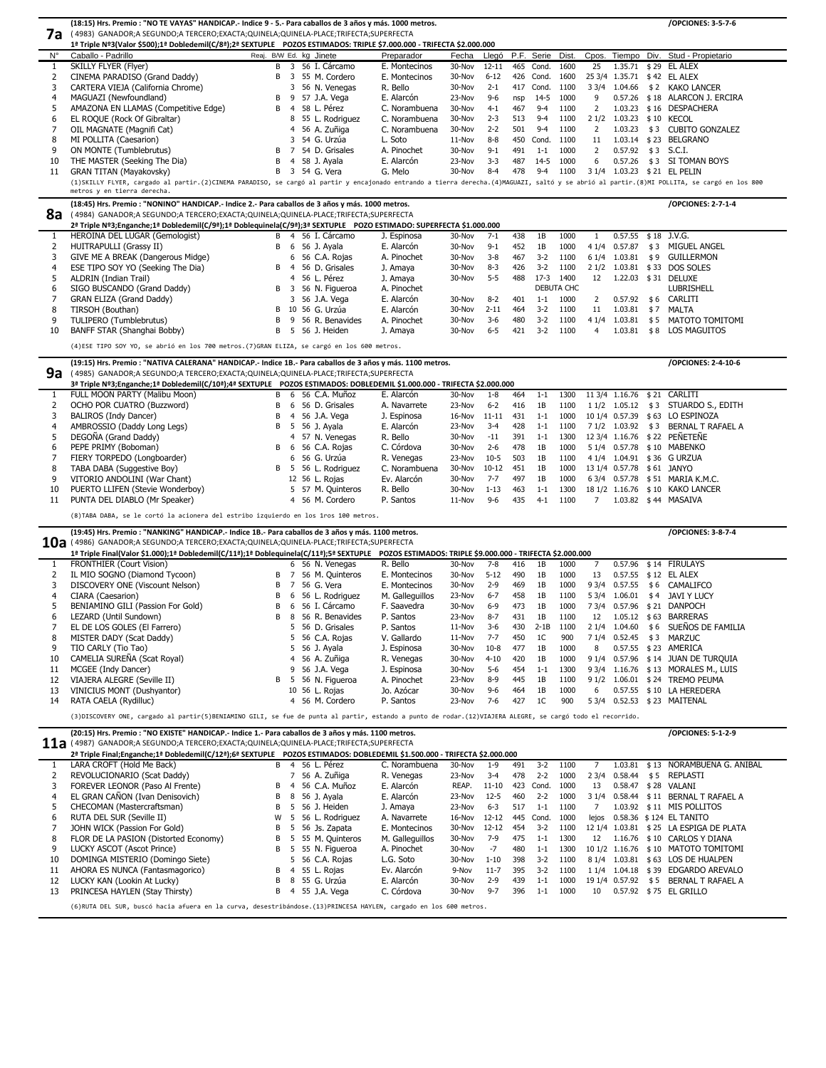## 7a

**(18:15) Hrs. Premio : "NO TE VAYAS" HANDICAP.- Indice 9 - 5.- Para caballos de 3 años y más. 1000 metros.** /OPCIONES: 3-5-7-6

(4983) GANADOR;A SEGUNDO;A TERCERO;EXACTA;QUINELA;QUINELA-PLACE;TRIFECTA;SUPERFECTA

1ª Triple Nº3(Valor $500);1ª Dobledemil(C/8ª);2ª SEXTUPLE POZOS ESTIMADOS: TRIPLE $7.000.000 - TRIFECTA $2.000.000

| N° | Caballo - Padrillo | Reaj. | B/W | Ed. | kg | Jinete | Preparador | Fecha | Llegó | P.F. | Serie | Dist. | Cpos. | Tiempo | Div. | Stud - Propietario |
|---|---|---|---|---|---|---|---|---|---|---|---|---|---|---|---|---|
| 1 | SKILLY FLYER (Flyer) | | B | 3 | 56 | I. Cárcamo | E. Montecinos | 30-Nov | 12-11 | 465 | Cond. | 1600 | 25 | 1.35.71 | $ 29 | EL ALEX |
| 2 | CINEMA PARADISO (Grand Daddy) | | B | 3 | 55 | M. Cordero | E. Montecinos | 30-Nov | 6-12 | 426 | Cond. | 1600 | 25 3/4 | 1.35.71 | $ 42 | EL ALEX |
| 3 | CARTERA VIEJA (California Chrome) | | | 3 | 56 | N. Venegas | R. Bello | 30-Nov | 2-1 | 417 | Cond. | 1100 | 3 3/4 | 1.04.66 | $ 2 | KAKO LANCER |
| 4 | MAGUAZI (Newfoundland) | | B | 9 | 57 | J.A. Vega | E. Alarcón | 23-Nov | 9-6 | nsp | 14-5 | 1000 | 9 | 0.57.26 | $ 18 | ALARCON J. ERCIRA |
| 5 | AMAZONA EN LLAMAS (Competitive Edge) | | B | 4 | 58 | L. Pérez | C. Norambuena | 30-Nov | 4-1 | 467 | 9-4 | 1100 | 2 | 1.03.23 | $ 16 | DESPACHERA |
| 6 | EL ROQUE (Rock Of Gibraltar) | | | 8 | 55 | L. Rodriguez | C. Norambuena | 30-Nov | 2-3 | 513 | 9-4 | 1100 | 2 1/2 | 1.03.23 | $ 10 | KECOL |
| 7 | OIL MAGNATE (Magnifi Cat) | | | 4 | 56 | A. Zuñiga | C. Norambuena | 30-Nov | 2-2 | 501 | 9-4 | 1100 | 2 | 1.03.23 | $ 3 | CUBITO GONZALEZ |
| 8 | MI POLLITA (Caesarion) | | | 3 | 54 | G. Urzúa | L. Soto | 11-Nov | 8-8 | 450 | Cond. | 1100 | 11 | 1.03.14 | $ 23 | BELGRANO |
| 9 | ON MONTE (Tumblebrutus) | | B | 7 | 54 | D. Grisales | A. Pinochet | 30-Nov | 9-1 | 491 | 1-1 | 1000 | 2 | 0.57.92 | $ 3 | S.C.I. |
| 10 | THE MASTER (Seeking The Dia) | | B | 4 | 58 | J. Ayala | E. Alarcón | 23-Nov | 3-3 | 487 | 14-5 | 1000 | 6 | 0.57.26 | $ 3 | SI TOMAN BOYS |
| 11 | GRAN TITAN (Mayakovsky) | | B | 3 | 54 | G. Vera | G. Melo | 30-Nov | 8-4 | 478 | 9-4 | 1100 | 3 1/4 | 1.03.23 | $ 21 | EL PELIN |

(1)SKILLY FLYER, cargado al partir.(2)CINEMA PARADISO, se cargó al partir y encajonado entrando a tierra derecha.(4)MAGUAZI, saltó y se abrió al partir.(8)MI POLLITA, se cargó en los 800 metros y en tierra derecha.

## 8a

**(18:45) Hrs. Premio : "NONINO" HANDICAP.- Indice 2.- Para caballos de 3 años y más. 1000 metros.** /OPCIONES: 2-7-1-4

(4984) GANADOR;A SEGUNDO;A TERCERO;EXACTA;QUINELA;QUINELA-PLACE;TRIFECTA;SUPERFECTA

2ª Triple Nº3;Enganche;1ª Dobledemil(C/9ª);1ª Doblequinela(C/9ª);3ª SEXTUPLE POZO ESTIMADO: SUPERFECTA $1.000.000

| N° | Caballo - Padrillo | Reaj. | B/W | Ed. | kg | Jinete | Preparador | Fecha | Llegó | P.F. | Serie | Dist. | Cpos. | Tiempo | Div. | Stud - Propietario |
|---|---|---|---|---|---|---|---|---|---|---|---|---|---|---|---|---|
| 1 | HEROINA DEL LUGAR (Gemologist) | | B | 4 | 56 | I. Cárcamo | J. Espinosa | 30-Nov | 7-1 | 438 | 1B | 1000 | 1 | 0.57.55 | $ 18 | J.V.G. |
| 2 | HUITRAPULLI (Grassy II) | | B | 6 | 56 | J. Ayala | E. Alarcón | 30-Nov | 9-1 | 452 | 1B | 1000 | 4 1/4 | 0.57.87 | $ 3 | MIGUEL ANGEL |
| 3 | GIVE ME A BREAK (Dangerous Midge) | | | 6 | 56 | C.A. Rojas | A. Pinochet | 30-Nov | 3-8 | 467 | 3-2 | 1100 | 6 1/4 | 1.03.81 | $ 9 | GUILLERMON |
| 4 | ESE TIPO SOY YO (Seeking The Dia) | | B | 4 | 56 | D. Grisales | J. Amaya | 30-Nov | 8-3 | 426 | 3-2 | 1100 | 2 1/2 | 1.03.81 | $ 33 | DOS SOLES |
| 5 | ALDRIN (Indian Trail) | | | 4 | 56 | L. Pérez | J. Amaya | 30-Nov | 5-5 | 488 | 17-3 | 1400 | 12 | 1.22.03 | $ 31 | DELUXE |
| 6 | SIGO BUSCANDO (Grand Daddy) | | B | 3 | 56 | N. Figueroa | A. Pinochet | | | | DEBUTA CHC | | | | | LUBRISHELL |
| 7 | GRAN ELIZA (Grand Daddy) | | | 3 | 56 | J.A. Vega | E. Alarcón | 30-Nov | 8-2 | 401 | 1-1 | 1000 | 2 | 0.57.92 | $ 6 | CARLITI |
| 8 | TIRSOH (Bouthan) | | B | 10 | 56 | G. Urzúa | E. Alarcón | 30-Nov | 2-11 | 464 | 3-2 | 1100 | 11 | 1.03.81 | $ 7 | MALTA |
| 9 | TULIPERO (Tumblebrutus) | | B | 9 | 56 | R. Benavides | A. Pinochet | 30-Nov | 3-6 | 480 | 3-2 | 1100 | 4 1/4 | 1.03.81 | $ 5 | MATOTO TOMITOMI |
| 10 | BANFF STAR (Shanghai Bobby) | | B | 5 | 56 | J. Heiden | J. Amaya | 30-Nov | 6-5 | 421 | 3-2 | 1100 | 4 | 1.03.81 | $ 8 | LOS MAGUITOS |

(4)ESE TIPO SOY YO, se abrió en los 700 metros.(7)GRAN ELIZA, se cargó en los 600 metros.

## 9a

**(19:15) Hrs. Premio : "NATIVA CALERANA" HANDICAP.- Indice 1B.- Para caballos de 3 años y más. 1100 metros.** /OPCIONES: 2-4-10-6

(4985) GANADOR;A SEGUNDO;A TERCERO;EXACTA;QUINELA;QUINELA-PLACE;TRIFECTA;SUPERFECTA

3ª Triple Nº3;Enganche;1ª Dobledemil(C/10ª);4ª SEXTUPLE POZOS ESTIMADOS: DOBLEDEMIL $1.000.000 - TRIFECTA $2.000.000

| N° | Caballo - Padrillo | Reaj. | B/W | Ed. | kg | Jinete | Preparador | Fecha | Llegó | P.F. | Serie | Dist. | Cpos. | Tiempo | Div. | Stud - Propietario |
|---|---|---|---|---|---|---|---|---|---|---|---|---|---|---|---|---|
| 1 | FULL MOON PARTY (Malibu Moon) | | B | 6 | 56 | C.A. Muñoz | E. Alarcón | 30-Nov | 1-8 | 464 | 1-1 | 1300 | 11 3/4 | 1.16.76 | $ 21 | CARLITI |
| 2 | OCHO POR CUATRO (Buzzword) | | B | 6 | 56 | D. Grisales | A. Navarrete | 23-Nov | 6-2 | 416 | 1B | 1100 | 1 1/2 | 1.05.12 | $ 3 | STUARDO S., EDITH |
| 3 | BALIROS (Indy Dancer) | | B | 4 | 56 | J.A. Vega | J. Espinosa | 16-Nov | 11-11 | 431 | 1-1 | 1000 | 10 1/4 | 0.57.39 | $ 63 | LO ESPINOZA |
| 4 | AMBROSSIO (Daddy Long Legs) | | B | 5 | 56 | J. Ayala | E. Alarcón | 23-Nov | 3-4 | 428 | 1-1 | 1100 | 7 1/2 | 1.03.92 | $ 3 | BERNAL T RAFAEL A |
| 5 | DEGOÑA (Grand Daddy) | | | 4 | 57 | N. Venegas | R. Bello | 30-Nov | -11 | 391 | 1-1 | 1300 | 12 3/4 | 1.16.76 | $ 22 | PEÑETEÑE |
| 6 | PEPE PRIMY (Boboman) | | B | 6 | 56 | C.A. Rojas | C. Córdova | 30-Nov | 2-6 | 478 | 1B | 1000 | 5 1/4 | 0.57.78 | $ 10 | MABENKO |
| 7 | FIERY TORPEDO (Longboarder) | | | 6 | 56 | G. Urzúa | R. Venegas | 23-Nov | 10-5 | 503 | 1B | 1100 | 4 1/4 | 1.04.91 | $ 36 | G URZUA |
| 8 | TABA DABA (Suggestive Boy) | | B | 5 | 56 | L. Rodriguez | C. Norambuena | 30-Nov | 10-12 | 451 | 1B | 1000 | 13 1/4 | 0.57.78 | $ 61 | JANYO |
| 9 | VITORIO ANDOLINI (War Chant) | | | 12 | 56 | L. Rojas | Ev. Alarcón | 30-Nov | 7-7 | 497 | 1B | 1000 | 6 3/4 | 0.57.78 | $ 15 | MARIA K.M.C. |
| 10 | PUERTO LLIFEN (Stevie Wonderboy) | | | 5 | 57 | M. Quinteros | R. Bello | 30-Nov | 1-13 | 463 | 1-1 | 1300 | 18 1/2 | 1.16.76 | $ 10 | KAKO LANCER |
| 11 | PUNTA DEL DIABLO (Mr Speaker) | | | 4 | 56 | M. Cordero | P. Santos | 11-Nov | 9-6 | 435 | 4-1 | 1100 | 7 | 1.03.82 | $ 44 | MASAIVA |

(8)TABA DABA, se le cortó la acionera del estribo izquierdo en los 1ros 100 metros.

## 10a

**(19:45) Hrs. Premio : "NANKING" HANDICAP.- Indice 1B.- Para caballos de 3 años y más. 1100 metros.** /OPCIONES: 3-8-7-4

(4986) GANADOR;A SEGUNDO;A TERCERO;EXACTA;QUINELA;QUINELA-PLACE;TRIFECTA;SUPERFECTA

1ª Triple Final(Valor $1.000);1ª Dobledemil(C/11ª);1ª Doblequinela(C/11ª);5ª SEXTUPLE POZOS ESTIMADOS: TRIPLE $9.000.000 - TRIFECTA $2.000.000

| N° | Caballo - Padrillo | Reaj. | B/W | Ed. | kg | Jinete | Preparador | Fecha | Llegó | P.F. | Serie | Dist. | Cpos. | Tiempo | Div. | Stud - Propietario |
|---|---|---|---|---|---|---|---|---|---|---|---|---|---|---|---|---|
| 1 | FRONTHIER (Court Vision) | | | 6 | 56 | N. Venegas | R. Bello | 30-Nov | 7-8 | 416 | 1B | 1000 | 7 | 0.57.96 | $ 14 | FIRULAYS |
| 2 | IL MIO SOGNO (Diamond Tycoon) | | B | 7 | 56 | M. Quinteros | E. Montecinos | 30-Nov | 5-12 | 490 | 1B | 1000 | 13 | 0.57.55 | $ 12 | EL ALEX |
| 3 | DISCOVERY ONE (Viscount Nelson) | | B | 7 | 56 | G. Vera | E. Montecinos | 30-Nov | 2-9 | 469 | 1B | 1000 | 9 3/4 | 0.57.55 | $ 6 | CAMALIFCO |
| 4 | CIARA (Caesarion) | | B | 6 | 56 | L. Rodriguez | M. Galleguillos | 23-Nov | 6-7 | 458 | 1B | 1100 | 5 3/4 | 1.06.01 | $ 4 | JAVI Y LUCY |
| 5 | BENIAMINO GILI (Passion For Gold) | | B | 6 | 56 | I. Cárcamo | F. Saavedra | 30-Nov | 6-9 | 473 | 1B | 1000 | 7 3/4 | 0.57.96 | $ 21 | DANPOCH |
| 6 | LEZARD (Until Sundown) | | B | 8 | 56 | R. Benavides | P. Santos | 23-Nov | 8-7 | 431 | 1B | 1100 | 12 | 1.05.12 | $ 63 | BARRERAS |
| 7 | EL DE LOS GOLES (El Farrero) | | | 5 | 56 | D. Grisales | P. Santos | 11-Nov | 3-6 | 430 | 2-1B | 1100 | 2 1/4 | 1.04.60 | $ 6 | SUEÑOS DE FAMILIA |
| 8 | MISTER DADY (Scat Daddy) | | | 5 | 56 | C.A. Rojas | V. Gallardo | 11-Nov | 7-7 | 450 | 1C | 900 | 7 1/4 | 0.52.45 | $ 3 | MARZUC |
| 9 | TIO CARLY (Tio Tao) | | | 5 | 56 | J. Ayala | J. Espinosa | 30-Nov | 10-8 | 477 | 1B | 1000 | 8 | 0.57.55 | $ 23 | AMERICA |
| 10 | CAMELIA SUREÑA (Scat Royal) | | | 4 | 56 | A. Zuñiga | R. Venegas | 30-Nov | 4-10 | 420 | 1B | 1000 | 9 1/4 | 0.57.96 | $ 14 | JUAN DE TURQUIA |
| 11 | MCGEE (Indy Dancer) | | | 9 | 56 | J.A. Vega | J. Espinosa | 30-Nov | 5-6 | 454 | 1-1 | 1300 | 9 3/4 | 1.16.76 | $ 13 | MORALES M., LUIS |
| 12 | VIAJERA ALEGRE (Seville II) | | B | 5 | 56 | N. Figueroa | A. Pinochet | 23-Nov | 8-9 | 445 | 1B | 1100 | 9 1/2 | 1.06.01 | $ 24 | TREMO PEUMA |
| 13 | VINICIUS MONT (Dushyantor) | | | 10 | 56 | L. Rojas | Jo. Azócar | 30-Nov | 9-6 | 464 | 1B | 1000 | 6 | 0.57.55 | $ 10 | LA HEREDERA |
| 14 | RATA CAELA (Rydilluc) | | | 4 | 56 | M. Cordero | P. Santos | 23-Nov | 7-6 | 427 | 1C | 900 | 5 3/4 | 0.52.53 | $ 23 | MAITENAL |

(3)DISCOVERY ONE, cargado al partir(5)BENIAMINO GILI, se fue de punta al partir, estando a punto de rodar.(12)VIAJERA ALEGRE, se cargó todo el recorrido.

## 11a

**(20:15) Hrs. Premio : "NO EXISTE" HANDICAP.- Indice 1.- Para caballos de 3 años y más. 1100 metros.** /OPCIONES: 5-1-2-9

(4987) GANADOR;A SEGUNDO;A TERCERO;EXACTA;QUINELA;QUINELA-PLACE;TRIFECTA;SUPERFECTA

2ª Triple Final;Enganche;1ª Dobledemil(C/12ª);6ª SEXTUPLE POZOS ESTIMADOS: DOBLEDEMIL $1.500.000 - TRIFECTA $2.000.000

| N° | Caballo - Padrillo | Reaj. | B/W | Ed. | kg | Jinete | Preparador | Fecha | Llegó | P.F. | Serie | Dist. | Cpos. | Tiempo | Div. | Stud - Propietario |
|---|---|---|---|---|---|---|---|---|---|---|---|---|---|---|---|---|
| 1 | LARA CROFT (Hold Me Back) | | B | 4 | 56 | L. Pérez | C. Norambuena | 30-Nov | 1-9 | 491 | 3-2 | 1100 | 7 | 1.03.81 | $ 13 | NORAMBUENA G. ANIBAL |
| 2 | REVOLUCIONARIO (Scat Daddy) | | | 7 | 56 | A. Zuñiga | R. Venegas | 23-Nov | 3-4 | 478 | 2-2 | 1000 | 2 3/4 | 0.58.44 | $ 5 | REPLASTI |
| 3 | FOREVER LEONOR (Paso Al Frente) | | B | 4 | 56 | C.A. Muñoz | E. Alarcón | REAP. | 11-10 | 423 | Cond. | 1000 | 13 | 0.58.47 | $ 28 | VALANI |
| 4 | EL GRAN CAÑON (Ivan Denisovich) | | B | 8 | 56 | J. Ayala | E. Alarcón | 23-Nov | 12-5 | 460 | 2-2 | 1000 | 3 1/4 | 0.58.44 | $ 11 | BERNAL T RAFAEL A |
| 5 | CHECOMAN (Mastercraftsman) | | B | 5 | 56 | J. Heiden | J. Amaya | 23-Nov | 6-3 | 517 | 1-1 | 1100 | 7 | 1.03.92 | $ 11 | MIS POLLITOS |
| 6 | RUTA DEL SUR (Seville II) | | W | 5 | 56 | L. Rodriguez | A. Navarrete | 16-Nov | 12-12 | 445 | Cond. | 1000 | lejos | 0.58.36 | $ 124 | EL TANITO |
| 7 | JOHN WICK (Passion For Gold) | | B | 5 | 56 | Js. Zapata | E. Montecinos | 30-Nov | 12-12 | 454 | 3-2 | 1100 | 12 1/4 | 1.03.81 | $ 25 | LA ESPIGA DE PLATA |
| 8 | FLOR DE LA PASION (Distorted Economy) | | B | 5 | 55 | M. Quinteros | M. Galleguillos | 30-Nov | 7-9 | 475 | 1-1 | 1300 | 12 | 1.16.76 | $ 10 | CARLOS Y DIANA |
| 9 | LUCKY ASCOT (Ascot Prince) | | B | 5 | 55 | N. Figueroa | A. Pinochet | 30-Nov | -7 | 480 | 1-1 | 1300 | 10 1/2 | 1.16.76 | $ 10 | MATOTO TOMITOMI |
| 10 | DOMINGA MISTERIO (Domingo Siete) | | | 5 | 56 | C.A. Rojas | L.G. Soto | 30-Nov | 1-10 | 398 | 3-2 | 1100 | 8 1/4 | 1.03.81 | $ 63 | LOS DE HUALPEN |
| 11 | AHORA ES NUNCA (Fantasmagorico) | | B | 4 | 55 | L. Rojas | Ev. Alarcón | 9-Nov | 11-7 | 395 | 3-2 | 1100 | 1 1/4 | 1.04.18 | $ 39 | EDGARDO AREVALO |
| 12 | LUCKY KAN (Lookin At Lucky) | | B | 8 | 55 | G. Urzúa | E. Alarcón | 30-Nov | 2-9 | 439 | 1-1 | 1000 | 19 1/4 | 0.57.92 | $ 5 | BERNAL T RAFAEL A |
| 13 | PRINCESA HAYLEN (Stay Thirsty) | | B | 4 | 55 | J.A. Vega | C. Córdova | 30-Nov | 9-7 | 396 | 1-1 | 1000 | 10 | 0.57.92 | $ 75 | EL GRILLO |

(6)RUTA DEL SUR, buscó hacia afuera en la curva, desestribándose.(13)PRINCESA HAYLEN, cargado en los 600 metros.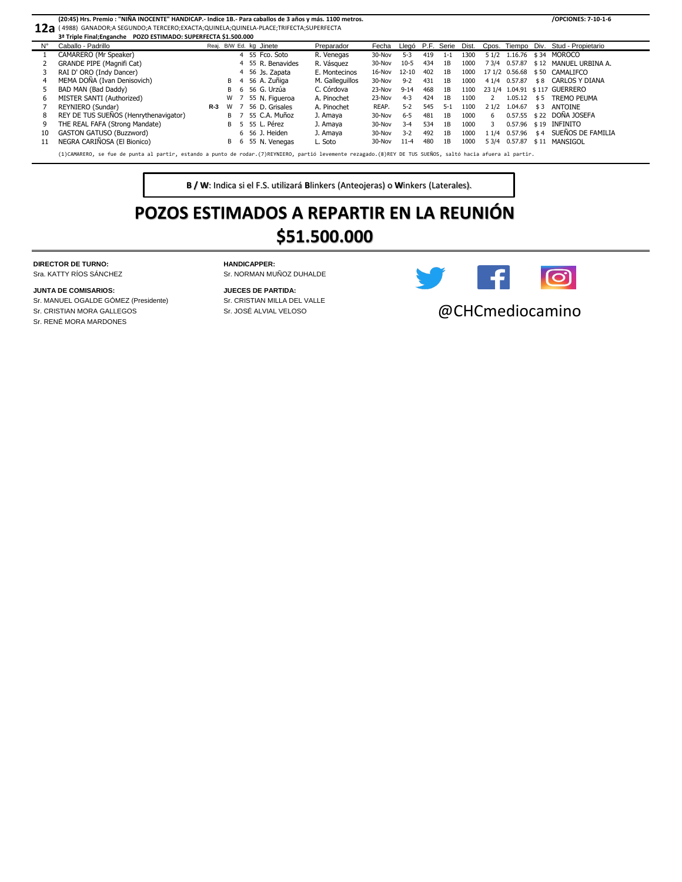**12a** (20:45) Hrs. Premio : "NIÑA INOCENTE" HANDICAP.- Indice 1B.- Para caballos de 3 años y más. 1100 metros. /OPCIONES: 7-10-1-6

( 4988) GANADOR;A SEGUNDO;A TERCERO;EXACTA;QUINELA;QUINELA-PLACE;TRIFECTA;SUPERFECTA

3ª Triple Final;Enganche POZO ESTIMADO: SUPERFECTA $1.500.000

| N° | Caballo - Padrillo | Reaj. | B/W | Ed. | kg | Jinete | Preparador | Fecha | Llegó | P.F. | Serie | Dist. | Cpos. | Tiempo | Div. | Stud - Propietario |
|---|---|---|---|---|---|---|---|---|---|---|---|---|---|---|---|---|
| 1 | CAMARERO (Mr Speaker) | | | 4 | 55 | Fco. Soto | R. Venegas | 30-Nov | 5-3 | 419 | 1-1 | 1300 | 5 1/2 | 1.16.76 | $ 34 | MOROCO |
| 2 | GRANDE PIPE (Magnifi Cat) | | | 4 | 55 | R. Benavides | R. Vásquez | 30-Nov | 10-5 | 434 | 1B | 1000 | 7 3/4 | 0.57.87 | $ 12 | MANUEL URBINA A. |
| 3 | RAI D' ORO (Indy Dancer) | | | 4 | 56 | Js. Zapata | E. Montecinos | 16-Nov | 12-10 | 402 | 1B | 1000 | 17 1/2 | 0.56.68 | $ 50 | CAMALIFCO |
| 4 | MEMA DOÑA (Ivan Denisovich) | | B | 4 | 56 | A. Zuñiga | M. Galleguillos | 30-Nov | 9-2 | 431 | 1B | 1000 | 4 1/4 | 0.57.87 | $ 8 | CARLOS Y DIANA |
| 5 | BAD MAN (Bad Daddy) | | B | 6 | 56 | G. Urzúa | C. Córdova | 23-Nov | 9-14 | 468 | 1B | 1100 | 23 1/4 | 1.04.91 | $ 117 | GUERRERO |
| 6 | MISTER SANTI (Authorized) | | W | 7 | 55 | N. Figueroa | A. Pinochet | 23-Nov | 4-3 | 424 | 1B | 1100 | 2 | 1.05.12 | $ 5 | TREMO PEUMA |
| 7 | REYNIERO (Sundar) | R-3 | W | 7 | 56 | D. Grisales | A. Pinochet | REAP. | 5-2 | 545 | 5-1 | 1100 | 2 1/2 | 1.04.67 | $ 3 | ANTOINE |
| 8 | REY DE TUS SUEÑOS (Henrythenavigator) | | B | 7 | 55 | C.A. Muñoz | J. Amaya | 30-Nov | 6-5 | 481 | 1B | 1000 | 6 | 0.57.55 | $ 22 | DOÑA JOSEFA |
| 9 | THE REAL FAFA (Strong Mandate) | | B | 5 | 55 | L. Pérez | J. Amaya | 30-Nov | 3-4 | 534 | 1B | 1000 | 3 | 0.57.96 | $ 19 | INFINITO |
| 10 | GASTON GATUSO (Buzzword) | | | 6 | 56 | J. Heiden | J. Amaya | 30-Nov | 3-2 | 492 | 1B | 1000 | 1 1/4 | 0.57.96 | $ 4 | SUEÑOS DE FAMILIA |
| 11 | NEGRA CARIÑOSA (El Bionico) | | B | 6 | 55 | N. Venegas | L. Soto | 30-Nov | 11-4 | 480 | 1B | 1000 | 5 3/4 | 0.57.87 | $ 11 | MANSIGOL |

(1)CAMARERO, se fue de punta al partir, estando a punto de rodar.(7)REYNIERO, partió levemente rezagado.(8)REY DE TUS SUEÑOS, saltó hacia afuera al partir.

**B / W**: Indica si el F.S. utilizará **B**linkers (Anteojeras) o **W**inkers (Laterales).

# POZOS ESTIMADOS A REPARTIR EN LA REUNIÓN
# $51.500.000

**DIRECTOR DE TURNO:**
Sra. KATTY RÍOS SÁNCHEZ

**JUNTA DE COMISARIOS:**
Sr. MANUEL OGALDE GÓMEZ (Presidente)
Sr. CRISTIAN MORA GALLEGOS
Sr. RENÉ MORA MARDONES

**HANDICAPPER:**
Sr. NORMAN MUÑOZ DUHALDE

**JUECES DE PARTIDA:**
Sr. CRISTIAN MILLA DEL VALLE
Sr. JOSÉ ALVIAL VELOSO

@CHCmediocamino